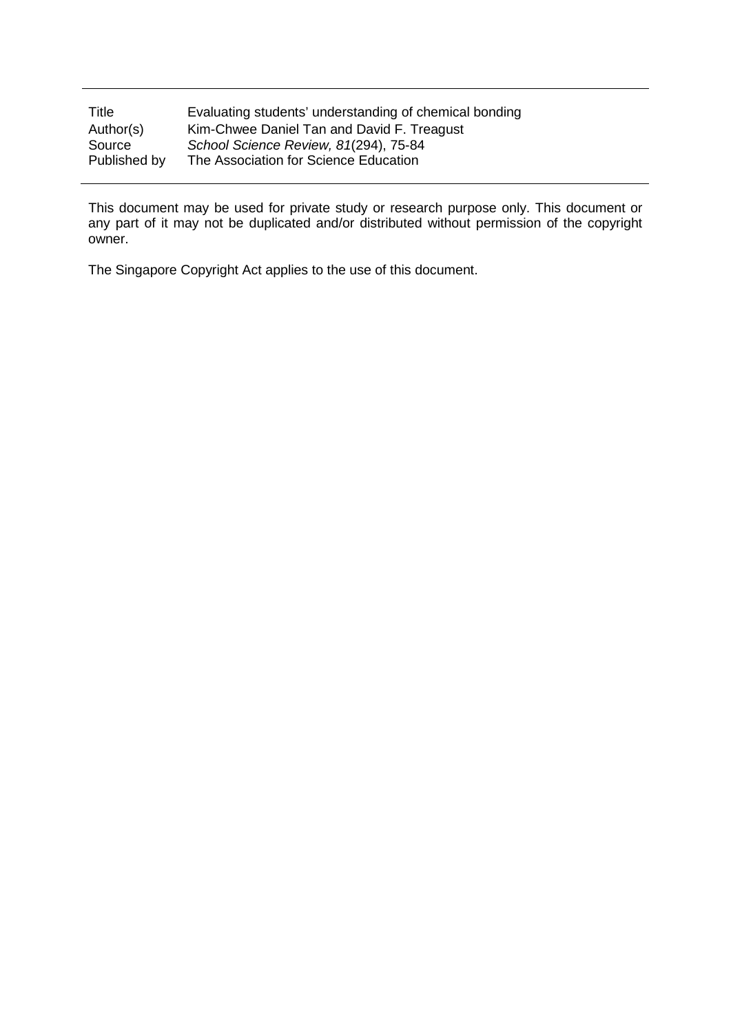| | |
|---|---|
| Title | Evaluating students' understanding of chemical bonding |
| Author(s) | Kim-Chwee Daniel Tan and David F. Treagust |
| Source | *School Science Review, 81*(294), 75-84 |
| Published by | The Association for Science Education |

This document may be used for private study or research purpose only. This document or any part of it may not be duplicated and/or distributed without permission of the copyright owner.

The Singapore Copyright Act applies to the use of this document.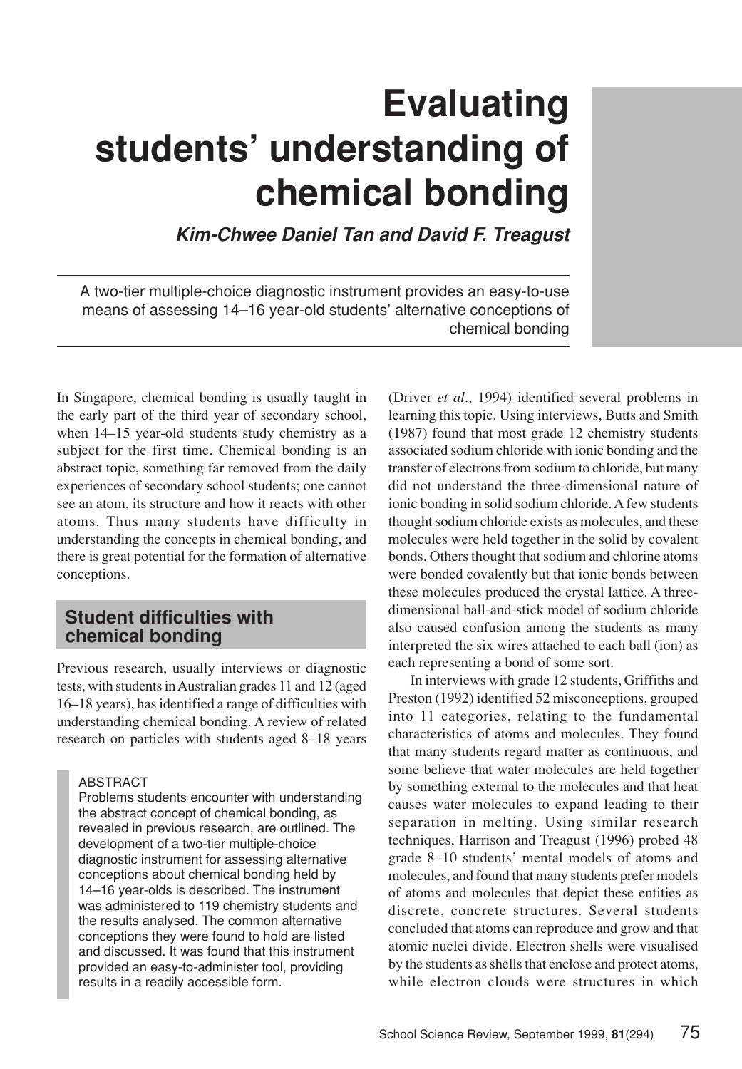# Evaluating students' understanding of chemical bonding

***Kim-Chwee Daniel Tan and David F. Treagust***

A two-tier multiple-choice diagnostic instrument provides an easy-to-use means of assessing 14–16 year-old students' alternative conceptions of chemical bonding

In Singapore, chemical bonding is usually taught in the early part of the third year of secondary school, when 14–15 year-old students study chemistry as a subject for the first time. Chemical bonding is an abstract topic, something far removed from the daily experiences of secondary school students; one cannot see an atom, its structure and how it reacts with other atoms. Thus many students have difficulty in understanding the concepts in chemical bonding, and there is great potential for the formation of alternative conceptions.

## Student difficulties with chemical bonding

Previous research, usually interviews or diagnostic tests, with students in Australian grades 11 and 12 (aged 16–18 years), has identified a range of difficulties with understanding chemical bonding. A review of related research on particles with students aged 8–18 years (Driver *et al*., 1994) identified several problems in learning this topic. Using interviews, Butts and Smith (1987) found that most grade 12 chemistry students associated sodium chloride with ionic bonding and the transfer of electrons from sodium to chloride, but many did not understand the three-dimensional nature of ionic bonding in solid sodium chloride. A few students thought sodium chloride exists as molecules, and these molecules were held together in the solid by covalent bonds. Others thought that sodium and chlorine atoms were bonded covalently but that ionic bonds between these molecules produced the crystal lattice. A three-dimensional ball-and-stick model of sodium chloride also caused confusion among the students as many interpreted the six wires attached to each ball (ion) as each representing a bond of some sort.

In interviews with grade 12 students, Griffiths and Preston (1992) identified 52 misconceptions, grouped into 11 categories, relating to the fundamental characteristics of atoms and molecules. They found that many students regard matter as continuous, and some believe that water molecules are held together by something external to the molecules and that heat causes water molecules to expand leading to their separation in melting. Using similar research techniques, Harrison and Treagust (1996) probed 48 grade 8–10 students' mental models of atoms and molecules, and found that many students prefer models of atoms and molecules that depict these entities as discrete, concrete structures. Several students concluded that atoms can reproduce and grow and that atomic nuclei divide. Electron shells were visualised by the students as shells that enclose and protect atoms, while electron clouds were structures in which

> ABSTRACT
> Problems students encounter with understanding the abstract concept of chemical bonding, as revealed in previous research, are outlined. The development of a two-tier multiple-choice diagnostic instrument for assessing alternative conceptions about chemical bonding held by 14–16 year-olds is described. The instrument was administered to 119 chemistry students and the results analysed. The common alternative conceptions they were found to hold are listed and discussed. It was found that this instrument provided an easy-to-administer tool, providing results in a readily accessible form.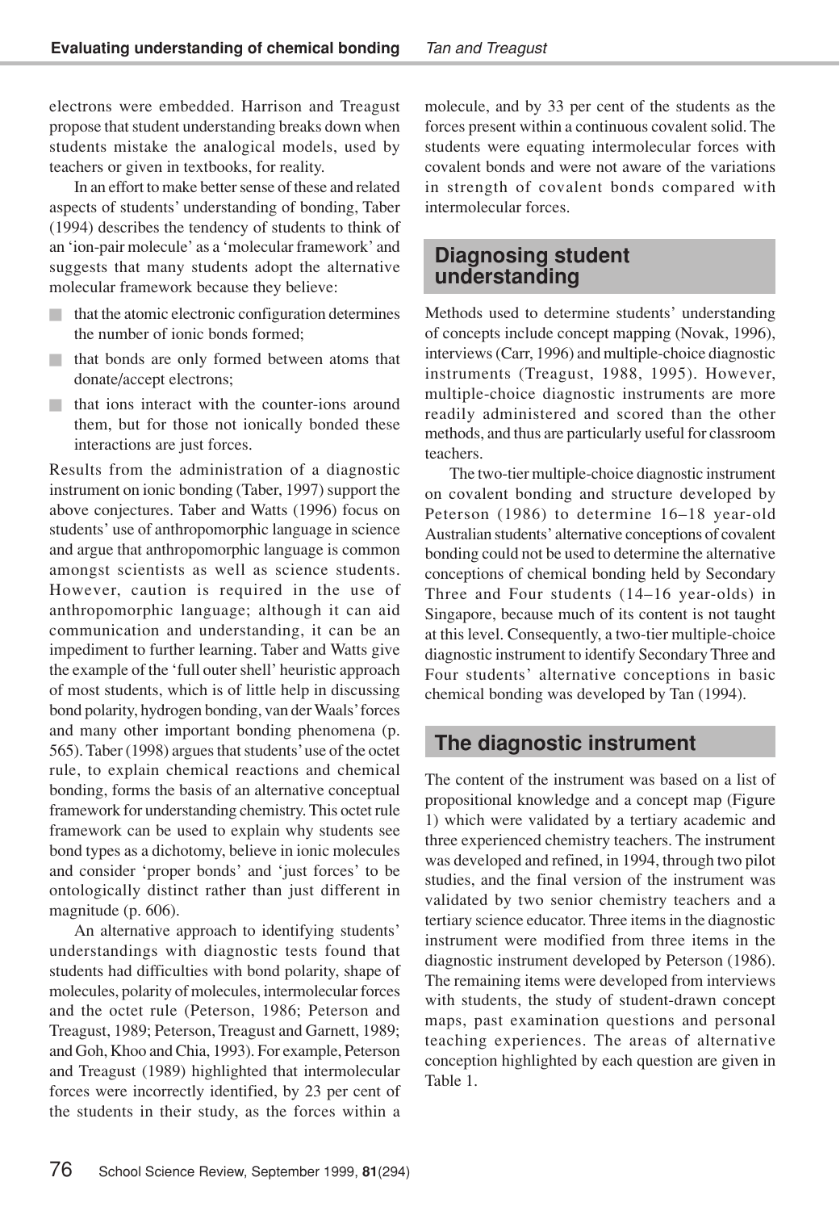electrons were embedded. Harrison and Treagust propose that student understanding breaks down when students mistake the analogical models, used by teachers or given in textbooks, for reality.

In an effort to make better sense of these and related aspects of students' understanding of bonding, Taber (1994) describes the tendency of students to think of an 'ion-pair molecule' as a 'molecular framework' and suggests that many students adopt the alternative molecular framework because they believe:

- that the atomic electronic configuration determines the number of ionic bonds formed;
- that bonds are only formed between atoms that donate/accept electrons;
- that ions interact with the counter-ions around them, but for those not ionically bonded these interactions are just forces.

Results from the administration of a diagnostic instrument on ionic bonding (Taber, 1997) support the above conjectures. Taber and Watts (1996) focus on students' use of anthropomorphic language in science and argue that anthropomorphic language is common amongst scientists as well as science students. However, caution is required in the use of anthropomorphic language; although it can aid communication and understanding, it can be an impediment to further learning. Taber and Watts give the example of the 'full outer shell' heuristic approach of most students, which is of little help in discussing bond polarity, hydrogen bonding, van der Waals' forces and many other important bonding phenomena (p. 565). Taber (1998) argues that students' use of the octet rule, to explain chemical reactions and chemical bonding, forms the basis of an alternative conceptual framework for understanding chemistry. This octet rule framework can be used to explain why students see bond types as a dichotomy, believe in ionic molecules and consider 'proper bonds' and 'just forces' to be ontologically distinct rather than just different in magnitude (p. 606).

An alternative approach to identifying students' understandings with diagnostic tests found that students had difficulties with bond polarity, shape of molecules, polarity of molecules, intermolecular forces and the octet rule (Peterson, 1986; Peterson and Treagust, 1989; Peterson, Treagust and Garnett, 1989; and Goh, Khoo and Chia, 1993). For example, Peterson and Treagust (1989) highlighted that intermolecular forces were incorrectly identified, by 23 per cent of the students in their study, as the forces within a molecule, and by 33 per cent of the students as the forces present within a continuous covalent solid. The students were equating intermolecular forces with covalent bonds and were not aware of the variations in strength of covalent bonds compared with intermolecular forces.

## Diagnosing student understanding

Methods used to determine students' understanding of concepts include concept mapping (Novak, 1996), interviews (Carr, 1996) and multiple-choice diagnostic instruments (Treagust, 1988, 1995). However, multiple-choice diagnostic instruments are more readily administered and scored than the other methods, and thus are particularly useful for classroom teachers.

The two-tier multiple-choice diagnostic instrument on covalent bonding and structure developed by Peterson (1986) to determine 16–18 year-old Australian students' alternative conceptions of covalent bonding could not be used to determine the alternative conceptions of chemical bonding held by Secondary Three and Four students (14–16 year-olds) in Singapore, because much of its content is not taught at this level. Consequently, a two-tier multiple-choice diagnostic instrument to identify Secondary Three and Four students' alternative conceptions in basic chemical bonding was developed by Tan (1994).

## The diagnostic instrument

The content of the instrument was based on a list of propositional knowledge and a concept map (Figure 1) which were validated by a tertiary academic and three experienced chemistry teachers. The instrument was developed and refined, in 1994, through two pilot studies, and the final version of the instrument was validated by two senior chemistry teachers and a tertiary science educator. Three items in the diagnostic instrument were modified from three items in the diagnostic instrument developed by Peterson (1986). The remaining items were developed from interviews with students, the study of student-drawn concept maps, past examination questions and personal teaching experiences. The areas of alternative conception highlighted by each question are given in Table 1.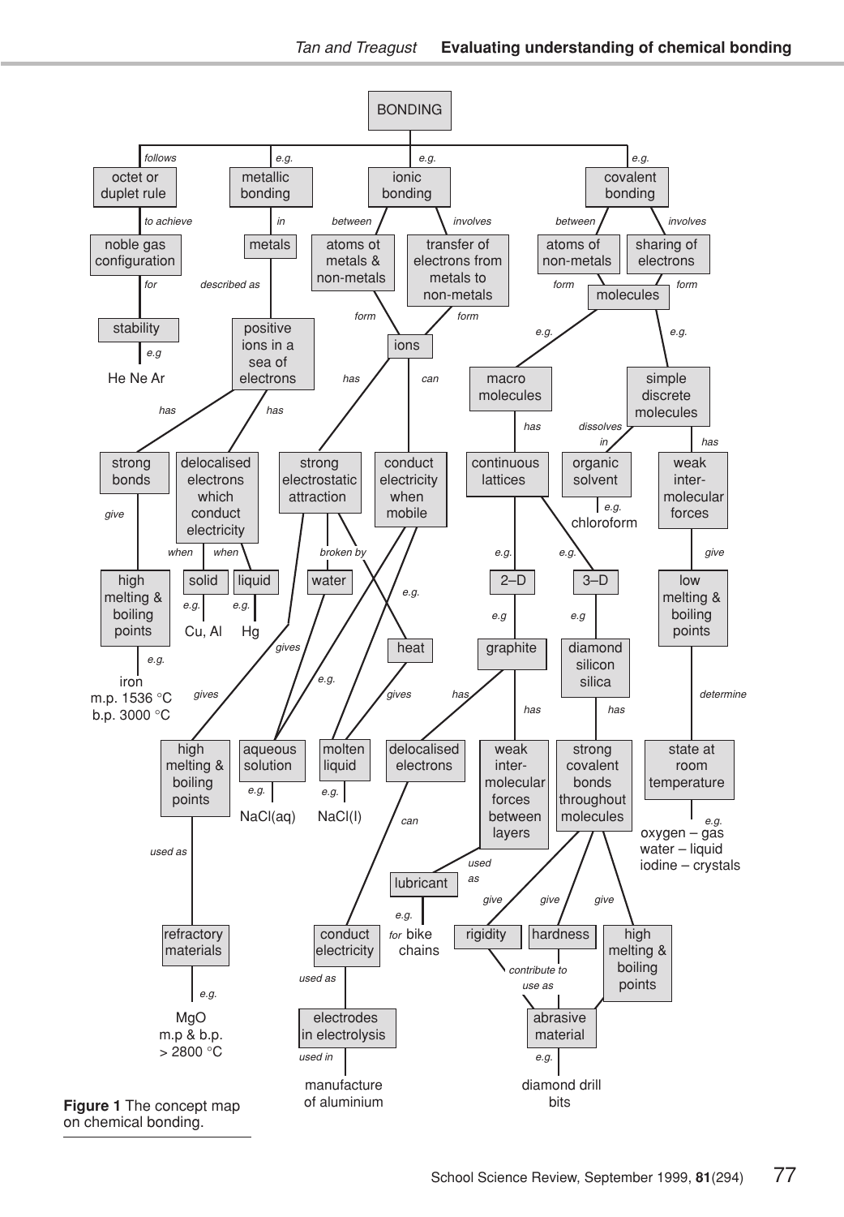**BONDING**

- *follows* → octet or duplet rule
  - *to achieve* → noble gas configuration
    - *for* → stability
      - *e.g* → He Ne Ar
- *e.g.* → metallic bonding
  - *in* → metals
    - *described as* → positive ions in a sea of electrons
      - *has* → strong bonds
        - *give* → high melting & boiling points
          - *e.g.* → iron m.p. 1536 °C b.p. 3000 °C
      - *has* → delocalised electrons which conduct electricity
        - *when* → solid
          - *e.g.* → Cu, Al
        - *when* → liquid
          - *e.g.* → Hg
- *e.g.* → ionic bonding
  - *between* → atoms of metals & non-metals
    - *form* → ions
  - *involves* → transfer of electrons from metals to non-metals
    - *form* → ions
  - ions *has* → strong electrostatic attraction
    - *gives* → high melting & boiling points
      - *used as* → refractory materials
        - *e.g.* → MgO m.p & b.p. > 2800 °C
    - *broken by* → water
      - *gives* → aqueous solution
        - *e.g.* → NaCl(aq)
    - *broken by* → heat
      - *gives* → molten liquid
        - *e.g.* → NaCl(l)
  - ions *can* → conduct electricity when mobile
    - *e.g.* → aqueous solution; molten liquid
- *e.g.* → covalent bonding
  - *between* → atoms of non-metals
    - *form* → molecules
  - *involves* → sharing of electrons
    - *form* → molecules
  - molecules *e.g.* → macro molecules
    - *has* → continuous lattices
      - *e.g.* → 2–D
        - *e.g* → graphite
          - *has* → delocalised electrons
            - *can* → conduct electricity
              - *used as* → electrodes in electrolysis
                - *used in* → manufacture of aluminium
          - *has* → weak inter-molecular forces between layers
            - *used as* → lubricant
              - *e.g.* → for bike chains
      - *e.g.* → 3–D
        - *e.g* → diamond silicon silica
          - *has* → strong covalent bonds throughout molecules
            - *give* → rigidity
            - *give* → hardness
            - *give* → high melting & boiling points
            - rigidity, hardness *contribute to use as* → abrasive material
              - *e.g.* → diamond drill bits
  - molecules *e.g.* → simple discrete molecules
    - *dissolves in* → organic solvent
      - *e.g.* → chloroform
    - *has* → weak inter-molecular forces
      - *give* → low melting & boiling points
        - *determine* → state at room temperature
          - *e.g.* → oxygen – gas, water – liquid, iodine – crystals

**Figure 1** The concept map on chemical bonding.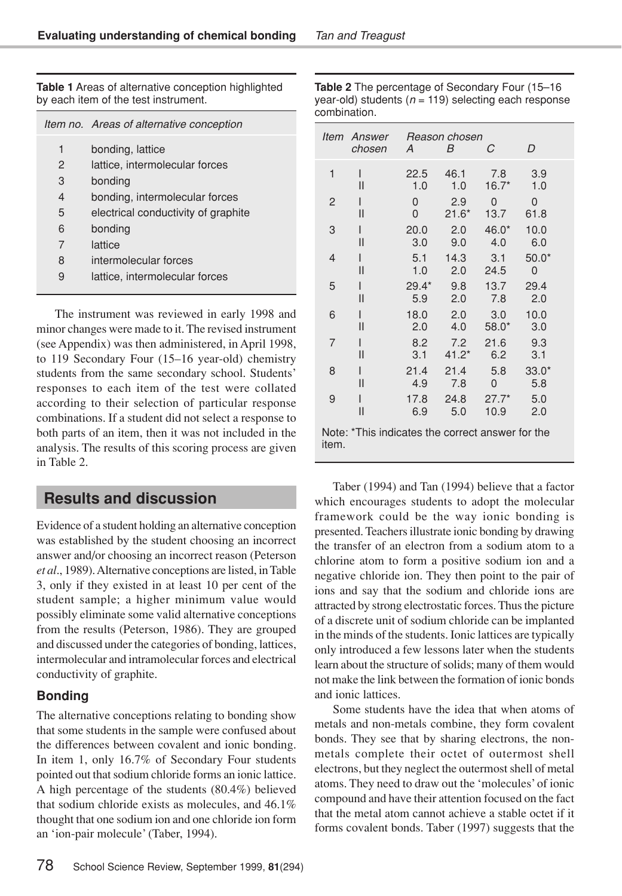**Table 1** Areas of alternative conception highlighted by each item of the test instrument.

| Item no. | Areas of alternative conception |
|---|---|
| 1 | bonding, lattice |
| 2 | lattice, intermolecular forces |
| 3 | bonding |
| 4 | bonding, intermolecular forces |
| 5 | electrical conductivity of graphite |
| 6 | bonding |
| 7 | lattice |
| 8 | intermolecular forces |
| 9 | lattice, intermolecular forces |

The instrument was reviewed in early 1998 and minor changes were made to it. The revised instrument (see Appendix) was then administered, in April 1998, to 119 Secondary Four (15–16 year-old) chemistry students from the same secondary school. Students' responses to each item of the test were collated according to their selection of particular response combinations. If a student did not select a response to both parts of an item, then it was not included in the analysis. The results of this scoring process are given in Table 2.

**Table 2** The percentage of Secondary Four (15–16 year-old) students ($n$ = 119) selecting each response combination.

| Item | Answer chosen | Reason chosen A | B | C | D |
|---|---|---|---|---|---|
| 1 | I | 22.5 | 46.1 | 7.8 | 3.9 |
| | II | 1.0 | 1.0 | 16.7* | 1.0 |
| 2 | I | 0 | 2.9 | 0 | 0 |
| | II | 0 | 21.6* | 13.7 | 61.8 |
| 3 | I | 20.0 | 2.0 | 46.0* | 10.0 |
| | II | 3.0 | 9.0 | 4.0 | 6.0 |
| 4 | I | 5.1 | 14.3 | 3.1 | 50.0* |
| | II | 1.0 | 2.0 | 24.5 | 0 |
| 5 | I | 29.4* | 9.8 | 13.7 | 29.4 |
| | II | 5.9 | 2.0 | 7.8 | 2.0 |
| 6 | I | 18.0 | 2.0 | 3.0 | 10.0 |
| | II | 2.0 | 4.0 | 58.0* | 3.0 |
| 7 | I | 8.2 | 7.2 | 21.6 | 9.3 |
| | II | 3.1 | 41.2* | 6.2 | 3.1 |
| 8 | I | 21.4 | 21.4 | 5.8 | 33.0* |
| | II | 4.9 | 7.8 | 0 | 5.8 |
| 9 | I | 17.8 | 24.8 | 27.7* | 5.0 |
| | II | 6.9 | 5.0 | 10.9 | 2.0 |

Note: *This indicates the correct answer for the item.

## Results and discussion

Evidence of a student holding an alternative conception was established by the student choosing an incorrect answer and/or choosing an incorrect reason (Peterson *et al*., 1989). Alternative conceptions are listed, in Table 3, only if they existed in at least 10 per cent of the student sample; a higher minimum value would possibly eliminate some valid alternative conceptions from the results (Peterson, 1986). They are grouped and discussed under the categories of bonding, lattices, intermolecular and intramolecular forces and electrical conductivity of graphite.

### Bonding

The alternative conceptions relating to bonding show that some students in the sample were confused about the differences between covalent and ionic bonding. In item 1, only 16.7% of Secondary Four students pointed out that sodium chloride forms an ionic lattice. A high percentage of the students (80.4%) believed that sodium chloride exists as molecules, and 46.1% thought that one sodium ion and one chloride ion form an 'ion-pair molecule' (Taber, 1994).

Taber (1994) and Tan (1994) believe that a factor which encourages students to adopt the molecular framework could be the way ionic bonding is presented. Teachers illustrate ionic bonding by drawing the transfer of an electron from a sodium atom to a chlorine atom to form a positive sodium ion and a negative chloride ion. They then point to the pair of ions and say that the sodium and chloride ions are attracted by strong electrostatic forces. Thus the picture of a discrete unit of sodium chloride can be implanted in the minds of the students. Ionic lattices are typically only introduced a few lessons later when the students learn about the structure of solids; many of them would not make the link between the formation of ionic bonds and ionic lattices.

Some students have the idea that when atoms of metals and non-metals combine, they form covalent bonds. They see that by sharing electrons, the non-metals complete their octet of outermost shell electrons, but they neglect the outermost shell of metal atoms. They need to draw out the 'molecules' of ionic compound and have their attention focused on the fact that the metal atom cannot achieve a stable octet if it forms covalent bonds. Taber (1997) suggests that the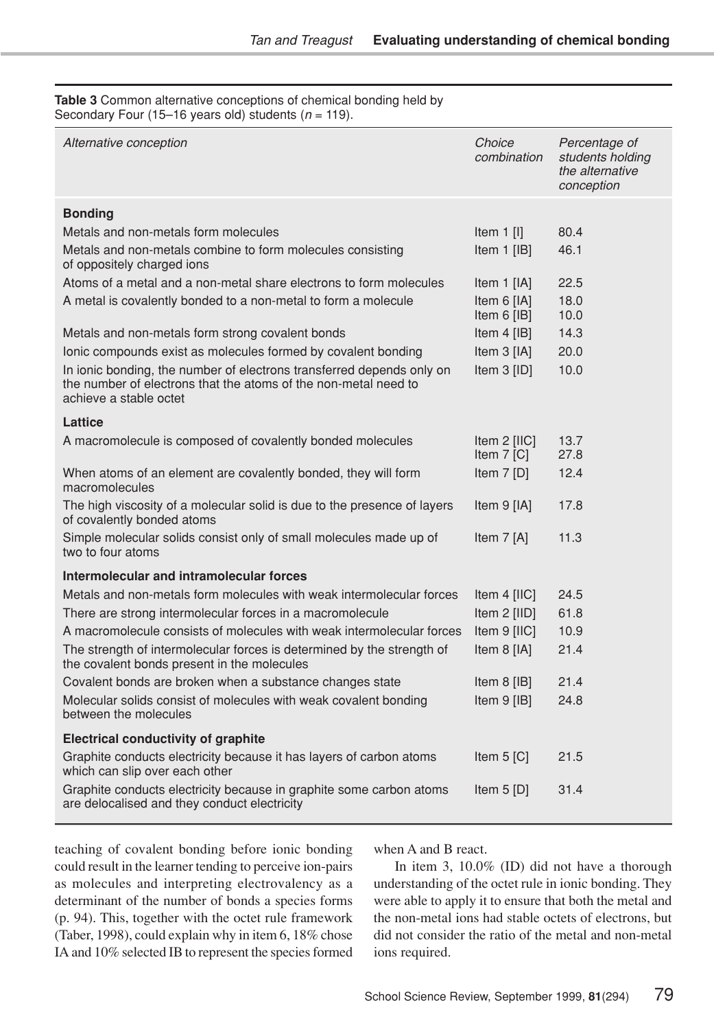**Table 3** Common alternative conceptions of chemical bonding held by Secondary Four (15–16 years old) students ($n$ = 119).

| *Alternative conception* | *Choice combination* | *Percentage of students holding the alternative conception* |
|---|---|---|
| **Bonding** | | |
| Metals and non-metals form molecules | Item 1 [I] | 80.4 |
| Metals and non-metals combine to form molecules consisting of oppositely charged ions | Item 1 [IB] | 46.1 |
| Atoms of a metal and a non-metal share electrons to form molecules | Item 1 [IA] | 22.5 |
| A metal is covalently bonded to a non-metal to form a molecule | Item 6 [IA]<br>Item 6 [IB] | 18.0<br>10.0 |
| Metals and non-metals form strong covalent bonds | Item 4 [IB] | 14.3 |
| Ionic compounds exist as molecules formed by covalent bonding | Item 3 [IA] | 20.0 |
| In ionic bonding, the number of electrons transferred depends only on the number of electrons that the atoms of the non-metal need to achieve a stable octet | Item 3 [ID] | 10.0 |
| **Lattice** | | |
| A macromolecule is composed of covalently bonded molecules | Item 2 [IIC]<br>Item 7 [C] | 13.7<br>27.8 |
| When atoms of an element are covalently bonded, they will form macromolecules | Item 7 [D] | 12.4 |
| The high viscosity of a molecular solid is due to the presence of layers of covalently bonded atoms | Item 9 [IA] | 17.8 |
| Simple molecular solids consist only of small molecules made up of two to four atoms | Item 7 [A] | 11.3 |
| **Intermolecular and intramolecular forces** | | |
| Metals and non-metals form molecules with weak intermolecular forces | Item 4 [IIC] | 24.5 |
| There are strong intermolecular forces in a macromolecule | Item 2 [IID] | 61.8 |
| A macromolecule consists of molecules with weak intermolecular forces | Item 9 [IIC] | 10.9 |
| The strength of intermolecular forces is determined by the strength of the covalent bonds present in the molecules | Item 8 [IA] | 21.4 |
| Covalent bonds are broken when a substance changes state | Item 8 [IB] | 21.4 |
| Molecular solids consist of molecules with weak covalent bonding between the molecules | Item 9 [IB] | 24.8 |
| **Electrical conductivity of graphite** | | |
| Graphite conducts electricity because it has layers of carbon atoms which can slip over each other | Item 5 [C] | 21.5 |
| Graphite conducts electricity because in graphite some carbon atoms are delocalised and they conduct electricity | Item 5 [D] | 31.4 |

teaching of covalent bonding before ionic bonding could result in the learner tending to perceive ion-pairs as molecules and interpreting electrovalency as a determinant of the number of bonds a species forms (p. 94). This, together with the octet rule framework (Taber, 1998), could explain why in item 6, 18% chose IA and 10% selected IB to represent the species formed when A and B react.

In item 3, 10.0% (ID) did not have a thorough understanding of the octet rule in ionic bonding. They were able to apply it to ensure that both the metal and the non-metal ions had stable octets of electrons, but did not consider the ratio of the metal and non-metal ions required.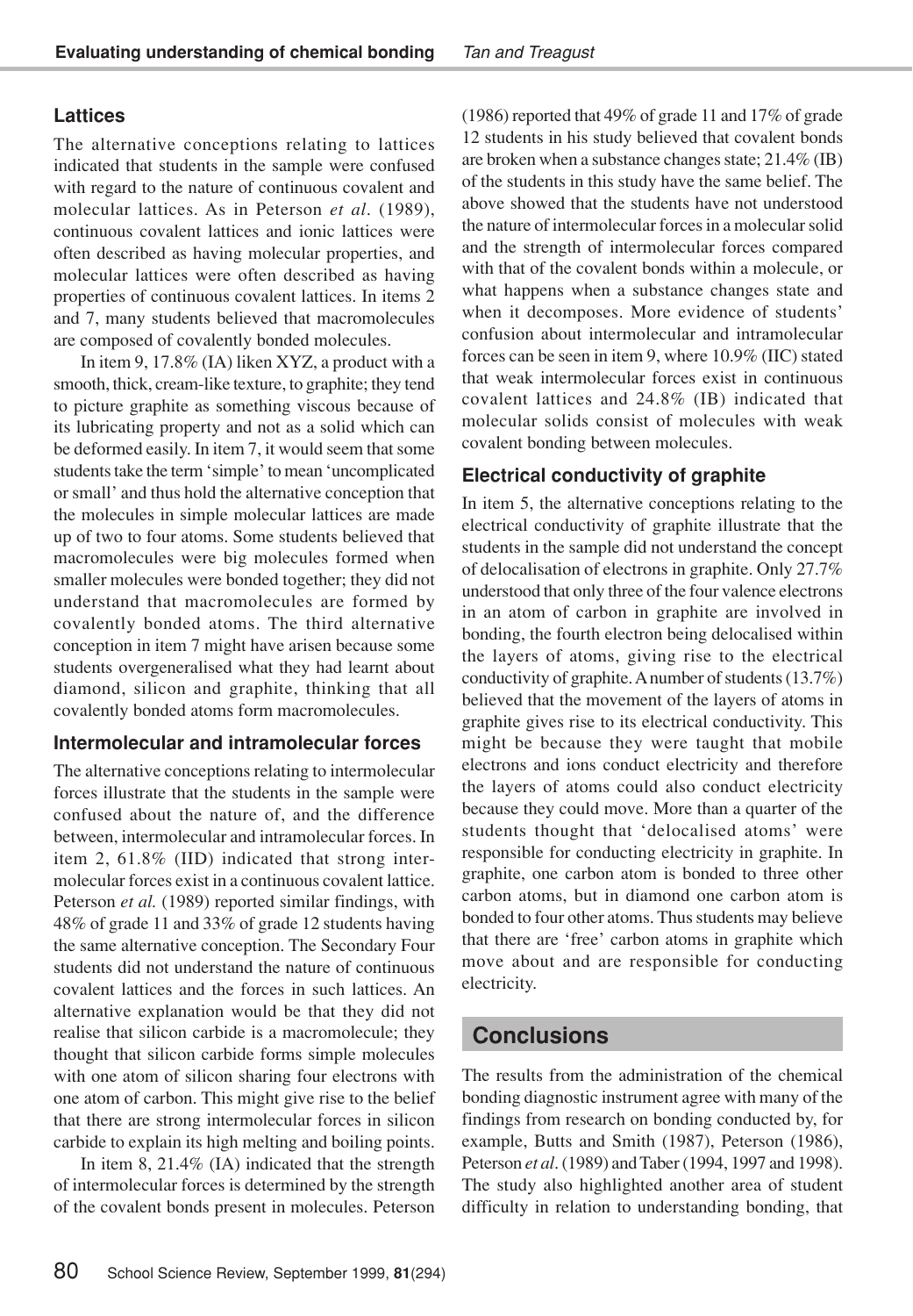### Lattices

The alternative conceptions relating to lattices indicated that students in the sample were confused with regard to the nature of continuous covalent and molecular lattices. As in Peterson *et al*. (1989), continuous covalent lattices and ionic lattices were often described as having molecular properties, and molecular lattices were often described as having properties of continuous covalent lattices. In items 2 and 7, many students believed that macromolecules are composed of covalently bonded molecules.

In item 9, 17.8% (IA) liken XYZ, a product with a smooth, thick, cream-like texture, to graphite; they tend to picture graphite as something viscous because of its lubricating property and not as a solid which can be deformed easily. In item 7, it would seem that some students take the term 'simple' to mean 'uncomplicated or small' and thus hold the alternative conception that the molecules in simple molecular lattices are made up of two to four atoms. Some students believed that macromolecules were big molecules formed when smaller molecules were bonded together; they did not understand that macromolecules are formed by covalently bonded atoms. The third alternative conception in item 7 might have arisen because some students overgeneralised what they had learnt about diamond, silicon and graphite, thinking that all covalently bonded atoms form macromolecules.

### Intermolecular and intramolecular forces

The alternative conceptions relating to intermolecular forces illustrate that the students in the sample were confused about the nature of, and the difference between, intermolecular and intramolecular forces. In item 2, 61.8% (IID) indicated that strong intermolecular forces exist in a continuous covalent lattice. Peterson *et al.* (1989) reported similar findings, with 48% of grade 11 and 33% of grade 12 students having the same alternative conception. The Secondary Four students did not understand the nature of continuous covalent lattices and the forces in such lattices. An alternative explanation would be that they did not realise that silicon carbide is a macromolecule; they thought that silicon carbide forms simple molecules with one atom of silicon sharing four electrons with one atom of carbon. This might give rise to the belief that there are strong intermolecular forces in silicon carbide to explain its high melting and boiling points.

In item 8, 21.4% (IA) indicated that the strength of intermolecular forces is determined by the strength of the covalent bonds present in molecules. Peterson (1986) reported that 49% of grade 11 and 17% of grade 12 students in his study believed that covalent bonds are broken when a substance changes state; 21.4% (IB) of the students in this study have the same belief. The above showed that the students have not understood the nature of intermolecular forces in a molecular solid and the strength of intermolecular forces compared with that of the covalent bonds within a molecule, or what happens when a substance changes state and when it decomposes. More evidence of students' confusion about intermolecular and intramolecular forces can be seen in item 9, where 10.9% (IIC) stated that weak intermolecular forces exist in continuous covalent lattices and 24.8% (IB) indicated that molecular solids consist of molecules with weak covalent bonding between molecules.

### Electrical conductivity of graphite

In item 5, the alternative conceptions relating to the electrical conductivity of graphite illustrate that the students in the sample did not understand the concept of delocalisation of electrons in graphite. Only 27.7% understood that only three of the four valence electrons in an atom of carbon in graphite are involved in bonding, the fourth electron being delocalised within the layers of atoms, giving rise to the electrical conductivity of graphite. A number of students (13.7%) believed that the movement of the layers of atoms in graphite gives rise to its electrical conductivity. This might be because they were taught that mobile electrons and ions conduct electricity and therefore the layers of atoms could also conduct electricity because they could move. More than a quarter of the students thought that 'delocalised atoms' were responsible for conducting electricity in graphite. In graphite, one carbon atom is bonded to three other carbon atoms, but in diamond one carbon atom is bonded to four other atoms. Thus students may believe that there are 'free' carbon atoms in graphite which move about and are responsible for conducting electricity.

## Conclusions

The results from the administration of the chemical bonding diagnostic instrument agree with many of the findings from research on bonding conducted by, for example, Butts and Smith (1987), Peterson (1986), Peterson *et al*. (1989) and Taber (1994, 1997 and 1998). The study also highlighted another area of student difficulty in relation to understanding bonding, that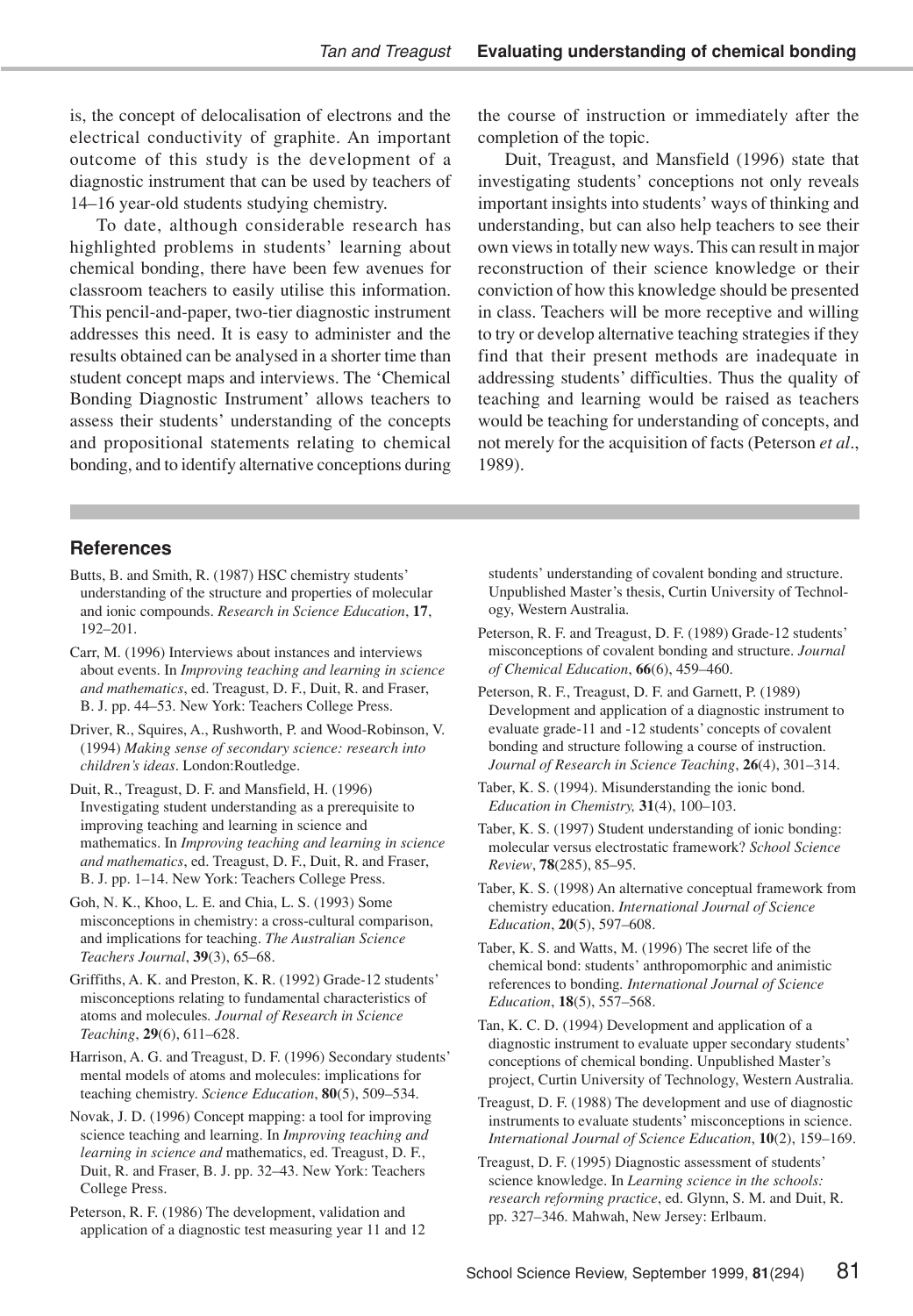is, the concept of delocalisation of electrons and the electrical conductivity of graphite. An important outcome of this study is the development of a diagnostic instrument that can be used by teachers of 14–16 year-old students studying chemistry.

To date, although considerable research has highlighted problems in students' learning about chemical bonding, there have been few avenues for classroom teachers to easily utilise this information. This pencil-and-paper, two-tier diagnostic instrument addresses this need. It is easy to administer and the results obtained can be analysed in a shorter time than student concept maps and interviews. The 'Chemical Bonding Diagnostic Instrument' allows teachers to assess their students' understanding of the concepts and propositional statements relating to chemical bonding, and to identify alternative conceptions during the course of instruction or immediately after the completion of the topic.

Duit, Treagust, and Mansfield (1996) state that investigating students' conceptions not only reveals important insights into students' ways of thinking and understanding, but can also help teachers to see their own views in totally new ways. This can result in major reconstruction of their science knowledge or their conviction of how this knowledge should be presented in class. Teachers will be more receptive and willing to try or develop alternative teaching strategies if they find that their present methods are inadequate in addressing students' difficulties. Thus the quality of teaching and learning would be raised as teachers would be teaching for understanding of concepts, and not merely for the acquisition of facts (Peterson *et al*., 1989).

## References

Butts, B. and Smith, R. (1987) HSC chemistry students' understanding of the structure and properties of molecular and ionic compounds. *Research in Science Education*, **17**, 192–201.

Carr, M. (1996) Interviews about instances and interviews about events. In *Improving teaching and learning in science and mathematics*, ed. Treagust, D. F., Duit, R. and Fraser, B. J. pp. 44–53. New York: Teachers College Press.

Driver, R., Squires, A., Rushworth, P. and Wood-Robinson, V. (1994) *Making sense of secondary science: research into children's ideas*. London:Routledge.

Duit, R., Treagust, D. F. and Mansfield, H. (1996) Investigating student understanding as a prerequisite to improving teaching and learning in science and mathematics. In *Improving teaching and learning in science and mathematics*, ed. Treagust, D. F., Duit, R. and Fraser, B. J. pp. 1–14. New York: Teachers College Press.

Goh, N. K., Khoo, L. E. and Chia, L. S. (1993) Some misconceptions in chemistry: a cross-cultural comparison, and implications for teaching. *The Australian Science Teachers Journal*, **39**(3), 65–68.

Griffiths, A. K. and Preston, K. R. (1992) Grade-12 students' misconceptions relating to fundamental characteristics of atoms and molecules. *Journal of Research in Science Teaching*, **29**(6), 611–628.

Harrison, A. G. and Treagust, D. F. (1996) Secondary students' mental models of atoms and molecules: implications for teaching chemistry. *Science Education*, **80**(5), 509–534.

Novak, J. D. (1996) Concept mapping: a tool for improving science teaching and learning. In *Improving teaching and learning in science and* mathematics, ed. Treagust, D. F., Duit, R. and Fraser, B. J. pp. 32–43. New York: Teachers College Press.

Peterson, R. F. (1986) The development, validation and application of a diagnostic test measuring year 11 and 12 students' understanding of covalent bonding and structure. Unpublished Master's thesis, Curtin University of Technology, Western Australia.

Peterson, R. F. and Treagust, D. F. (1989) Grade-12 students' misconceptions of covalent bonding and structure. *Journal of Chemical Education*, **66**(6), 459–460.

Peterson, R. F., Treagust, D. F. and Garnett, P. (1989) Development and application of a diagnostic instrument to evaluate grade-11 and -12 students' concepts of covalent bonding and structure following a course of instruction. *Journal of Research in Science Teaching*, **26**(4), 301–314.

Taber, K. S. (1994). Misunderstanding the ionic bond. *Education in Chemistry,* **31**(4), 100–103.

Taber, K. S. (1997) Student understanding of ionic bonding: molecular versus electrostatic framework? *School Science Review*, **78**(285), 85–95.

Taber, K. S. (1998) An alternative conceptual framework from chemistry education. *International Journal of Science Education*, **20**(5), 597–608.

Taber, K. S. and Watts, M. (1996) The secret life of the chemical bond: students' anthropomorphic and animistic references to bonding. *International Journal of Science Education*, **18**(5), 557–568.

Tan, K. C. D. (1994) Development and application of a diagnostic instrument to evaluate upper secondary students' conceptions of chemical bonding. Unpublished Master's project, Curtin University of Technology, Western Australia.

Treagust, D. F. (1988) The development and use of diagnostic instruments to evaluate students' misconceptions in science. *International Journal of Science Education*, **10**(2), 159–169.

Treagust, D. F. (1995) Diagnostic assessment of students' science knowledge. In *Learning science in the schools: research reforming practice*, ed. Glynn, S. M. and Duit, R. pp. 327–346. Mahwah, New Jersey: Erlbaum.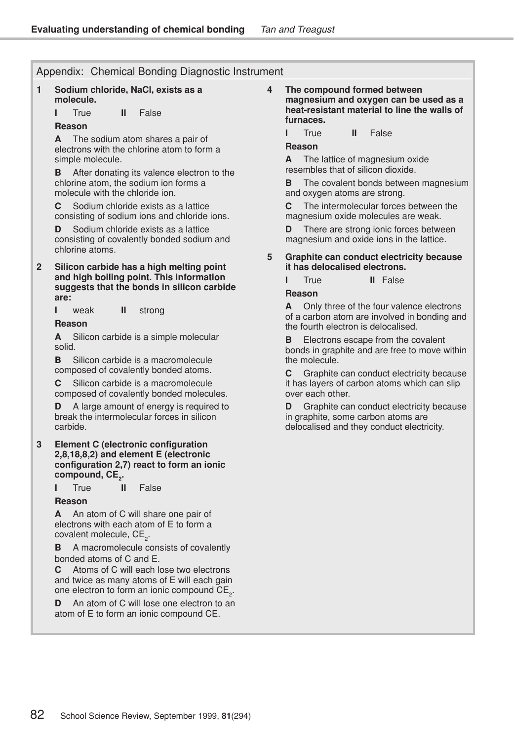## Appendix: Chemical Bonding Diagnostic Instrument

**1 Sodium chloride, NaCl, exists as a molecule.**

**I** True **II** False

**Reason**

**A** The sodium atom shares a pair of electrons with the chlorine atom to form a simple molecule.

**B** After donating its valence electron to the chlorine atom, the sodium ion forms a molecule with the chloride ion.

**C** Sodium chloride exists as a lattice consisting of sodium ions and chloride ions.

**D** Sodium chloride exists as a lattice consisting of covalently bonded sodium and chlorine atoms.

**2 Silicon carbide has a high melting point and high boiling point. This information suggests that the bonds in silicon carbide are:**

**I** weak **II** strong

**Reason**

**A** Silicon carbide is a simple molecular solid.

**B** Silicon carbide is a macromolecule composed of covalently bonded atoms.

**C** Silicon carbide is a macromolecule composed of covalently bonded molecules.

**D** A large amount of energy is required to break the intermolecular forces in silicon carbide.

**3 Element C (electronic configuration 2,8,18,8,2) and element E (electronic configuration 2,7) react to form an ionic compound, $CE_2$.**

**I** True **II** False

**Reason**

**A** An atom of C will share one pair of electrons with each atom of E to form a covalent molecule, $CE_2$.

**B** A macromolecule consists of covalently bonded atoms of C and E.

**C** Atoms of C will each lose two electrons and twice as many atoms of E will each gain one electron to form an ionic compound $CE_2$.

**D** An atom of C will lose one electron to an atom of E to form an ionic compound CE.

**4 The compound formed between magnesium and oxygen can be used as a heat-resistant material to line the walls of furnaces.**

**I** True **II** False

**Reason**

**A** The lattice of magnesium oxide resembles that of silicon dioxide.

**B** The covalent bonds between magnesium and oxygen atoms are strong.

**C** The intermolecular forces between the magnesium oxide molecules are weak.

**D** There are strong ionic forces between magnesium and oxide ions in the lattice.

**5 Graphite can conduct electricity because it has delocalised electrons.**

**I** True **II** False

**Reason**

**A** Only three of the four valence electrons of a carbon atom are involved in bonding and the fourth electron is delocalised.

**B** Electrons escape from the covalent bonds in graphite and are free to move within the molecule.

**C** Graphite can conduct electricity because it has layers of carbon atoms which can slip over each other.

**D** Graphite can conduct electricity because in graphite, some carbon atoms are delocalised and they conduct electricity.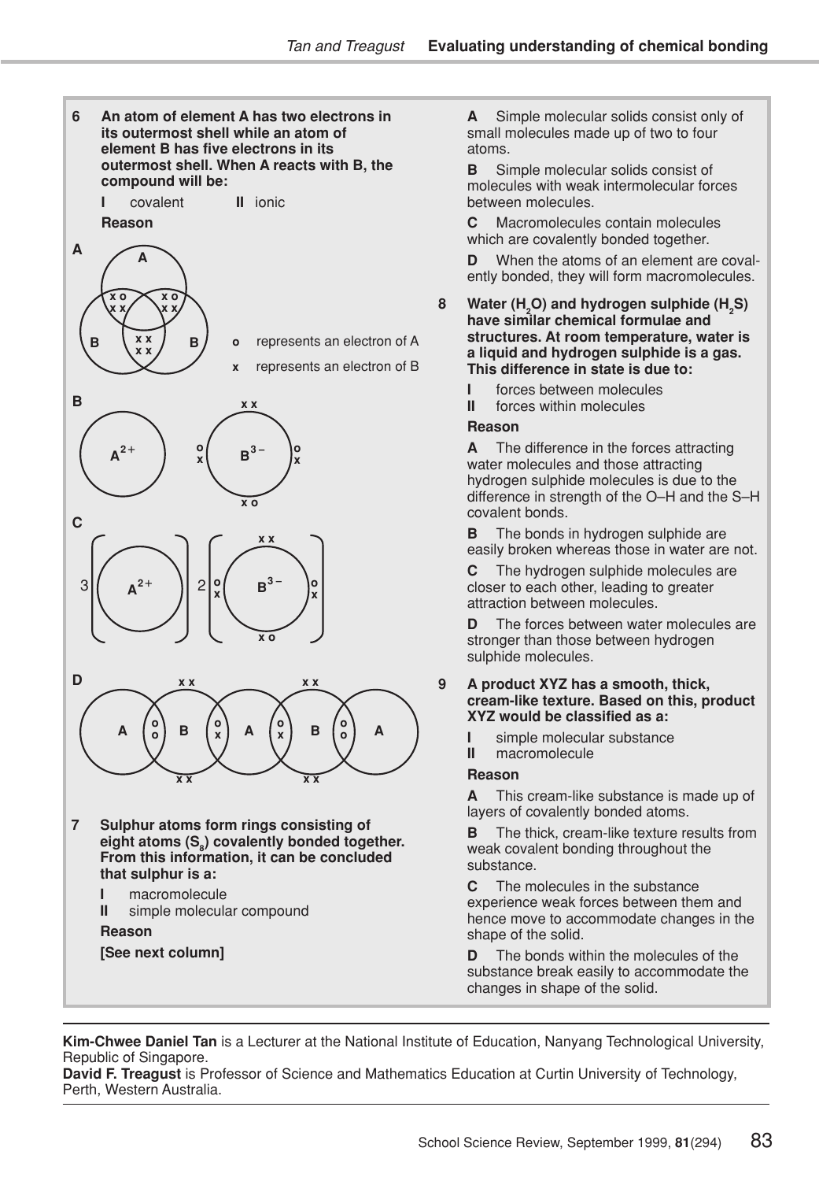**6 An atom of element A has two electrons in its outermost shell while an atom of element B has five electrons in its outermost shell. When A reacts with B, the compound will be:**

**I** covalent **II** ionic

**Reason**

**A** [Diagram: overlapping circles A, B, B with shared electrons; x o / x x pairs in overlap regions]

o represents an electron of A

x represents an electron of B

**B** [Diagram: $A^{2+}$ circle and $B^{3-}$ circle with electrons x x, o x, o x, x o]

**C** [Diagram: 3[$A^{2+}$] 2[$B^{3-}$] with electrons]

**D** [Diagram: chain of circles A B A B A with shared electrons]

**7 Sulphur atoms form rings consisting of eight atoms ($S_8$) covalently bonded together. From this information, it can be concluded that sulphur is a:**

**I** macromolecule

**II** simple molecular compound

**Reason**

**[See next column]**

**A** Simple molecular solids consist only of small molecules made up of two to four atoms.

**B** Simple molecular solids consist of molecules with weak intermolecular forces between molecules.

**C** Macromolecules contain molecules which are covalently bonded together.

**D** When the atoms of an element are covalently bonded, they will form macromolecules.

**8 Water ($H_2O$) and hydrogen sulphide ($H_2S$) have similar chemical formulae and structures. At room temperature, water is a liquid and hydrogen sulphide is a gas. This difference in state is due to:**

**I** forces between molecules

**II** forces within molecules

**Reason**

**A** The difference in the forces attracting water molecules and those attracting hydrogen sulphide molecules is due to the difference in strength of the O–H and the S–H covalent bonds.

**B** The bonds in hydrogen sulphide are easily broken whereas those in water are not.

**C** The hydrogen sulphide molecules are closer to each other, leading to greater attraction between molecules.

**D** The forces between water molecules are stronger than those between hydrogen sulphide molecules.

**9 A product XYZ has a smooth, thick, cream-like texture. Based on this, product XYZ would be classified as a:**

**I** simple molecular substance

**II** macromolecule

**Reason**

**A** This cream-like substance is made up of layers of covalently bonded atoms.

**B** The thick, cream-like texture results from weak covalent bonding throughout the substance.

**C** The molecules in the substance experience weak forces between them and hence move to accommodate changes in the shape of the solid.

**D** The bonds within the molecules of the substance break easily to accommodate the changes in shape of the solid.

---

**Kim-Chwee Daniel Tan** is a Lecturer at the National Institute of Education, Nanyang Technological University, Republic of Singapore.

**David F. Treagust** is Professor of Science and Mathematics Education at Curtin University of Technology, Perth, Western Australia.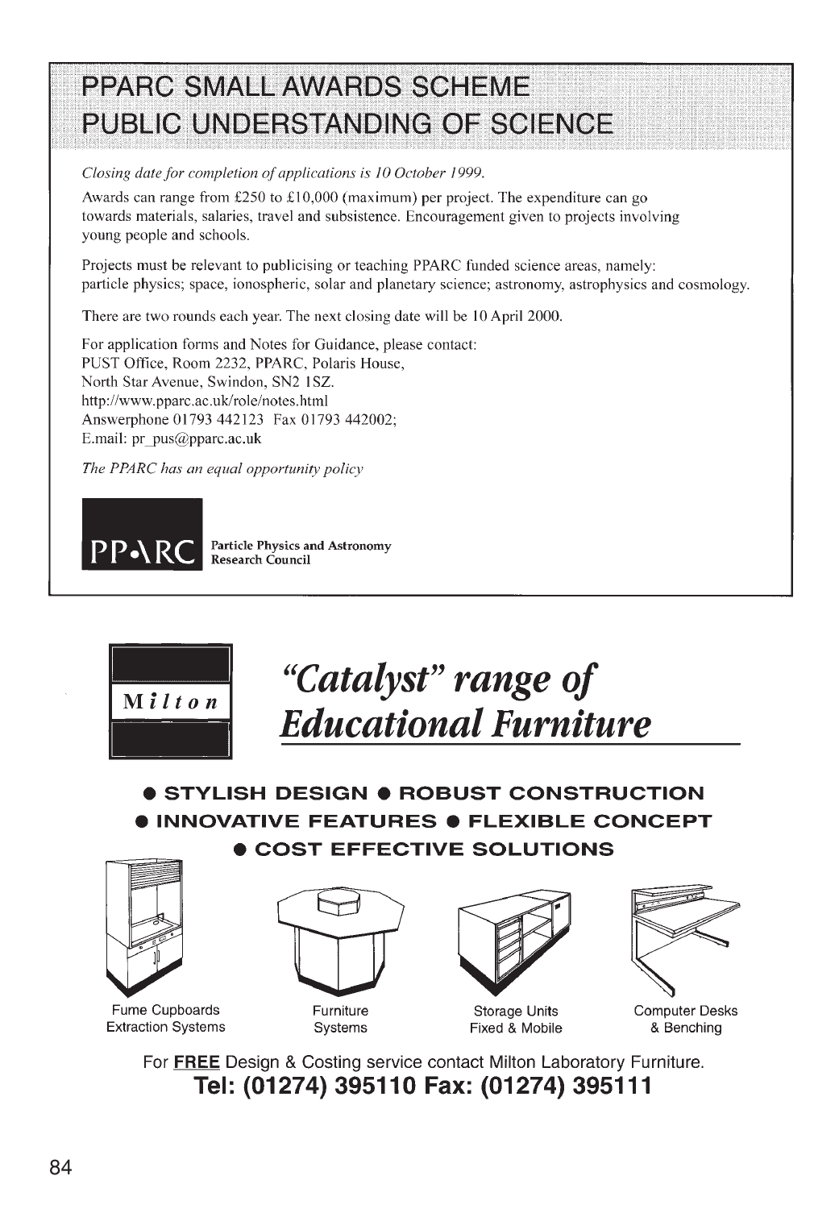# PPARC SMALL AWARDS SCHEME
# PUBLIC UNDERSTANDING OF SCIENCE

*Closing date for completion of applications is 10 October 1999.*

Awards can range from £250 to £10,000 (maximum) per project. The expenditure can go towards materials, salaries, travel and subsistence. Encouragement given to projects involving young people and schools.

Projects must be relevant to publicising or teaching PPARC funded science areas, namely: particle physics; space, ionospheric, solar and planetary science; astronomy, astrophysics and cosmology.

There are two rounds each year. The next closing date will be 10 April 2000.

For application forms and Notes for Guidance, please contact:
PUST Office, Room 2232, PPARC, Polaris House,
North Star Avenue, Swindon, SN2 1SZ.
http://www.pparc.ac.uk/role/notes.html
Answerphone 01793 442123 Fax 01793 442002;
E.mail: pr_pus@pparc.ac.uk

*The PPARC has an equal opportunity policy*

PPARC Particle Physics and Astronomy Research Council

---

Milton

# *"Catalyst" range of Educational Furniture*

**● STYLISH DESIGN ● ROBUST CONSTRUCTION**
**● INNOVATIVE FEATURES ● FLEXIBLE CONCEPT**
**● COST EFFECTIVE SOLUTIONS**

Fume Cupboards
Extraction Systems

Furniture
Systems

Storage Units
Fixed & Mobile

Computer Desks
& Benching

For **FREE** Design & Costing service contact Milton Laboratory Furniture.

**Tel: (01274) 395110 Fax: (01274) 395111**